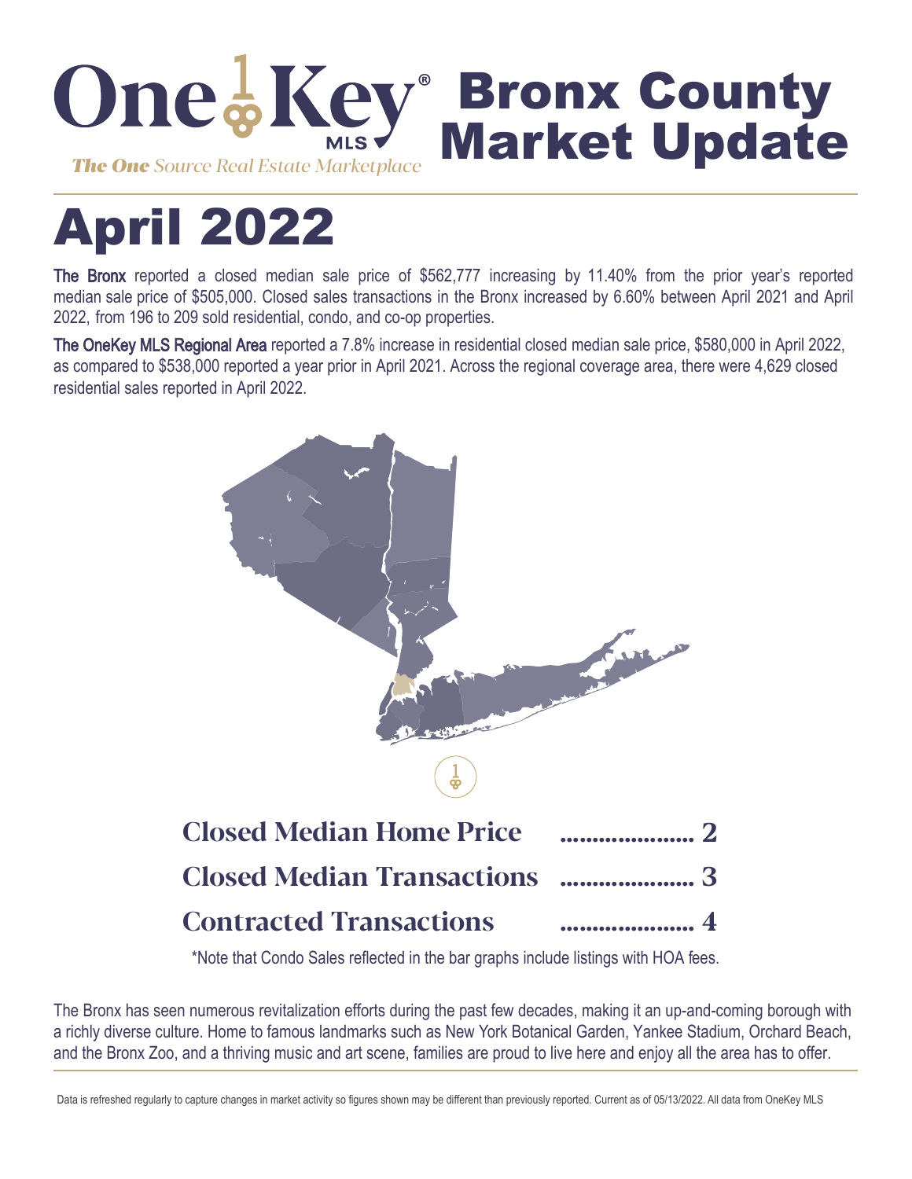OneKey® MLS

*The One Source Real Estate Marketplace*

# Bronx County Market Update

# April 2022

**The Bronx** reported a closed median sale price of $562,777 increasing by 11.40% from the prior year's reported median sale price of $505,000. Closed sales transactions in the Bronx increased by 6.60% between April 2021 and April 2022, from 196 to 209 sold residential, condo, and co-op properties.

**The OneKey MLS Regional Area** reported a 7.8% increase in residential closed median sale price, $580,000 in April 2022, as compared to $538,000 reported a year prior in April 2021. Across the regional coverage area, there were 4,629 closed residential sales reported in April 2022.

**Closed Median Home Price** ..................... 2

**Closed Median Transactions** ..................... 3

**Contracted Transactions** ..................... 4

*Note that Condo Sales reflected in the bar graphs include listings with HOA fees.

The Bronx has seen numerous revitalization efforts during the past few decades, making it an up-and-coming borough with a richly diverse culture. Home to famous landmarks such as New York Botanical Garden, Yankee Stadium, Orchard Beach, and the Bronx Zoo, and a thriving music and art scene, families are proud to live here and enjoy all the area has to offer.

Data is refreshed regularly to capture changes in market activity so figures shown may be different than previously reported. Current as of 05/13/2022. All data from OneKey MLS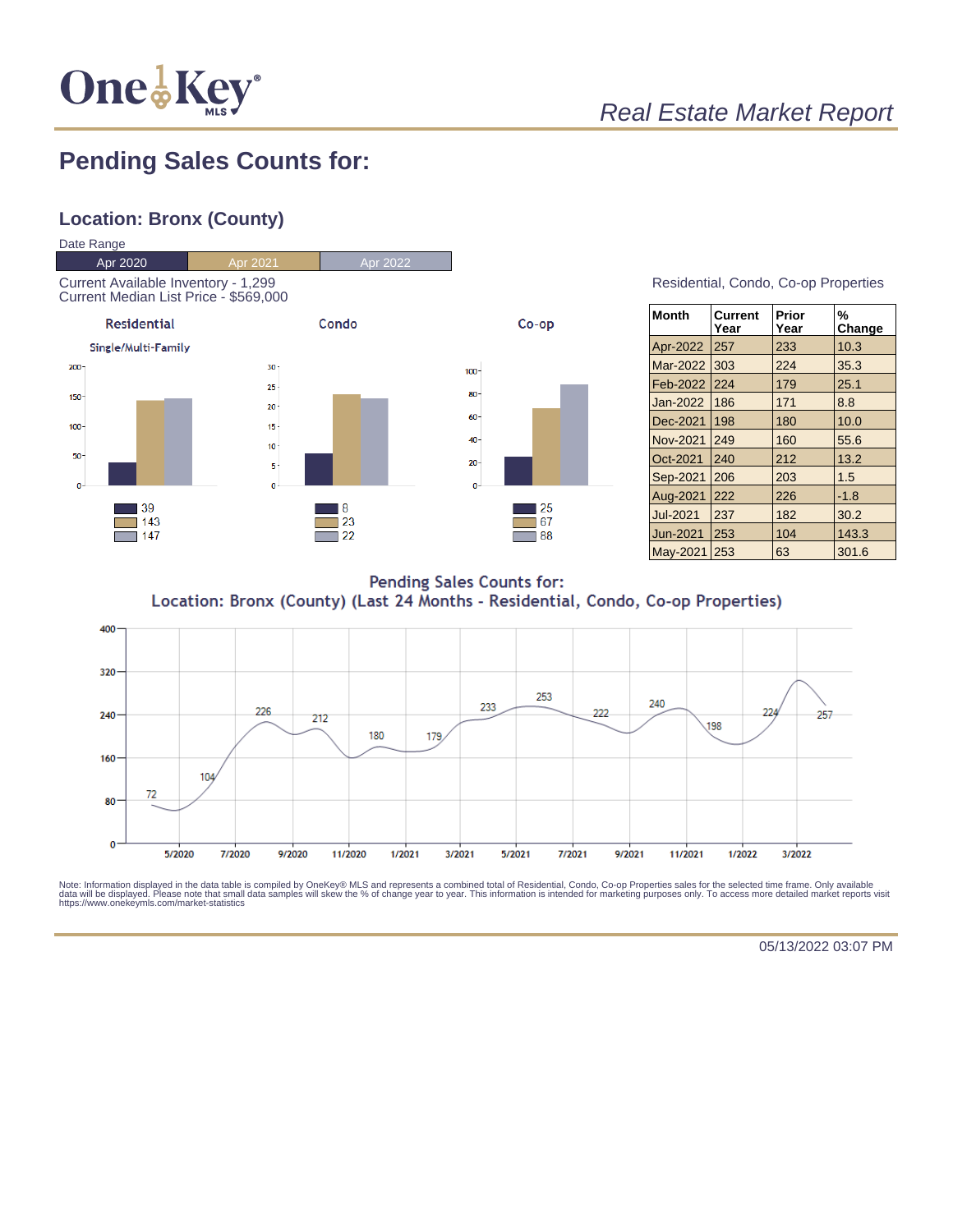*Real Estate Market Report*

# Pending Sales Counts for:

## Location: Bronx (County)

Date Range

Apr 2020 | Apr 2021 | Apr 2022

Current Available Inventory - 1,299
Current Median List Price - $569,000

Residential

Single/Multi-Family

200
150
100
50
0

39
143
147

Condo

30
25
20
15
10
5
0

8
23
22

Co-op

100
80
60
40
20
0

25
67
88

Residential, Condo, Co-op Properties

| Month | Current Year | Prior Year | % Change |
|---|---|---|---|
| Apr-2022 | 257 | 233 | 10.3 |
| Mar-2022 | 303 | 224 | 35.3 |
| Feb-2022 | 224 | 179 | 25.1 |
| Jan-2022 | 186 | 171 | 8.8 |
| Dec-2021 | 198 | 180 | 10.0 |
| Nov-2021 | 249 | 160 | 55.6 |
| Oct-2021 | 240 | 212 | 13.2 |
| Sep-2021 | 206 | 203 | 1.5 |
| Aug-2021 | 222 | 226 | -1.8 |
| Jul-2021 | 237 | 182 | 30.2 |
| Jun-2021 | 253 | 104 | 143.3 |
| May-2021 | 253 | 63 | 301.6 |

Pending Sales Counts for:
Location: Bronx (County) (Last 24 Months - Residential, Condo, Co-op Properties)

400
320
240
160
80
0

72
104
226
212
180
179
233
253
222
240
198
224
257

5/2020 7/2020 9/2020 11/2020 1/2021 3/2021 5/2021 7/2021 9/2021 11/2021 1/2022 3/2022

Note: Information displayed in the data table is compiled by OneKey® MLS and represents a combined total of Residential, Condo, Co-op Properties sales for the selected time frame. Only available data will be displayed. Please note that small data samples will skew the % of change year to year. This information is intended for marketing purposes only. To access more detailed market reports visit https://www.onekeymls.com/market-statistics

05/13/2022 03:07 PM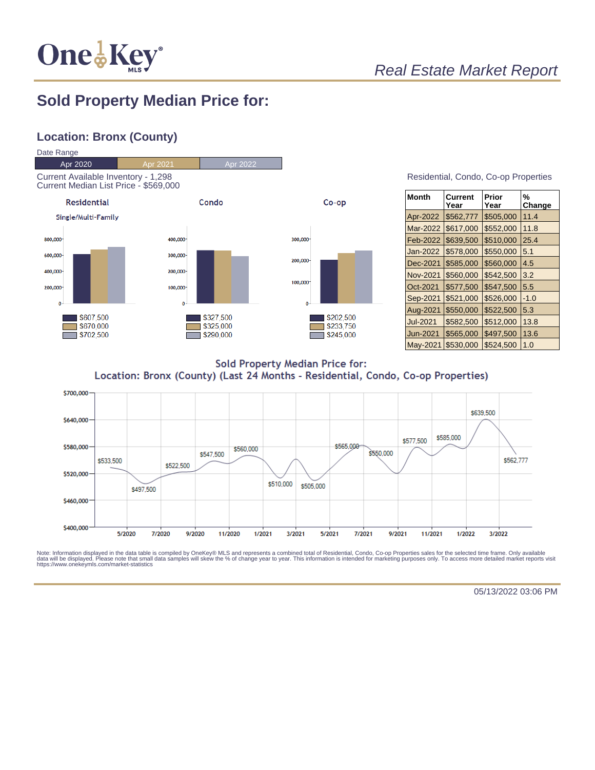Real Estate Market Report

# Sold Property Median Price for:

## Location: Bronx (County)

Date Range

Apr 2020 | Apr 2021 | Apr 2022

Current Available Inventory - 1,298
Current Median List Price - $569,000

Residential

Single/Multi-Family

800,000
600,000
400,000
200,000
0

$607,500
$670,000
$702,500

Condo

400,000
300,000
200,000
100,000
0

$327,500
$325,000
$290,000

Co-op

300,000
200,000
100,000
0

$202,500
$233,750
$245,000

Residential, Condo, Co-op Properties

| Month | Current Year | Prior Year | % Change |
|---|---|---|---|
| Apr-2022 | $562,777 | $505,000 | 11.4 |
| Mar-2022 | $617,000 | $552,000 | 11.8 |
| Feb-2022 | $639,500 | $510,000 | 25.4 |
| Jan-2022 | $578,000 | $550,000 | 5.1 |
| Dec-2021 | $585,000 | $560,000 | 4.5 |
| Nov-2021 | $560,000 | $542,500 | 3.2 |
| Oct-2021 | $577,500 | $547,500 | 5.5 |
| Sep-2021 | $521,000 | $526,000 | -1.0 |
| Aug-2021 | $550,000 | $522,500 | 5.3 |
| Jul-2021 | $582,500 | $512,000 | 13.8 |
| Jun-2021 | $565,000 | $497,500 | 13.6 |
| May-2021 | $530,000 | $524,500 | 1.0 |

Sold Property Median Price for:
Location: Bronx (County) (Last 24 Months - Residential, Condo, Co-op Properties)

$700,000
$640,000
$580,000
$520,000
$460,000
$400,000

5/2020 7/2020 9/2020 11/2020 1/2021 3/2021 5/2021 7/2021 9/2021 11/2021 1/2022 3/2022

$533,500
$497,500
$522,500
$547,500
$560,000
$510,000
$505,000
$565,000
$550,000
$577,500
$585,000
$639,500
$562,777

Note: Information displayed in the data table is compiled by OneKey® MLS and represents a combined total of Residential, Condo, Co-op Properties sales for the selected time frame. Only available data will be displayed. Please note that small data samples will skew the % of change year to year. This information is intended for marketing purposes only. To access more detailed market reports visit https://www.onekeymls.com/market-statistics

05/13/2022 03:06 PM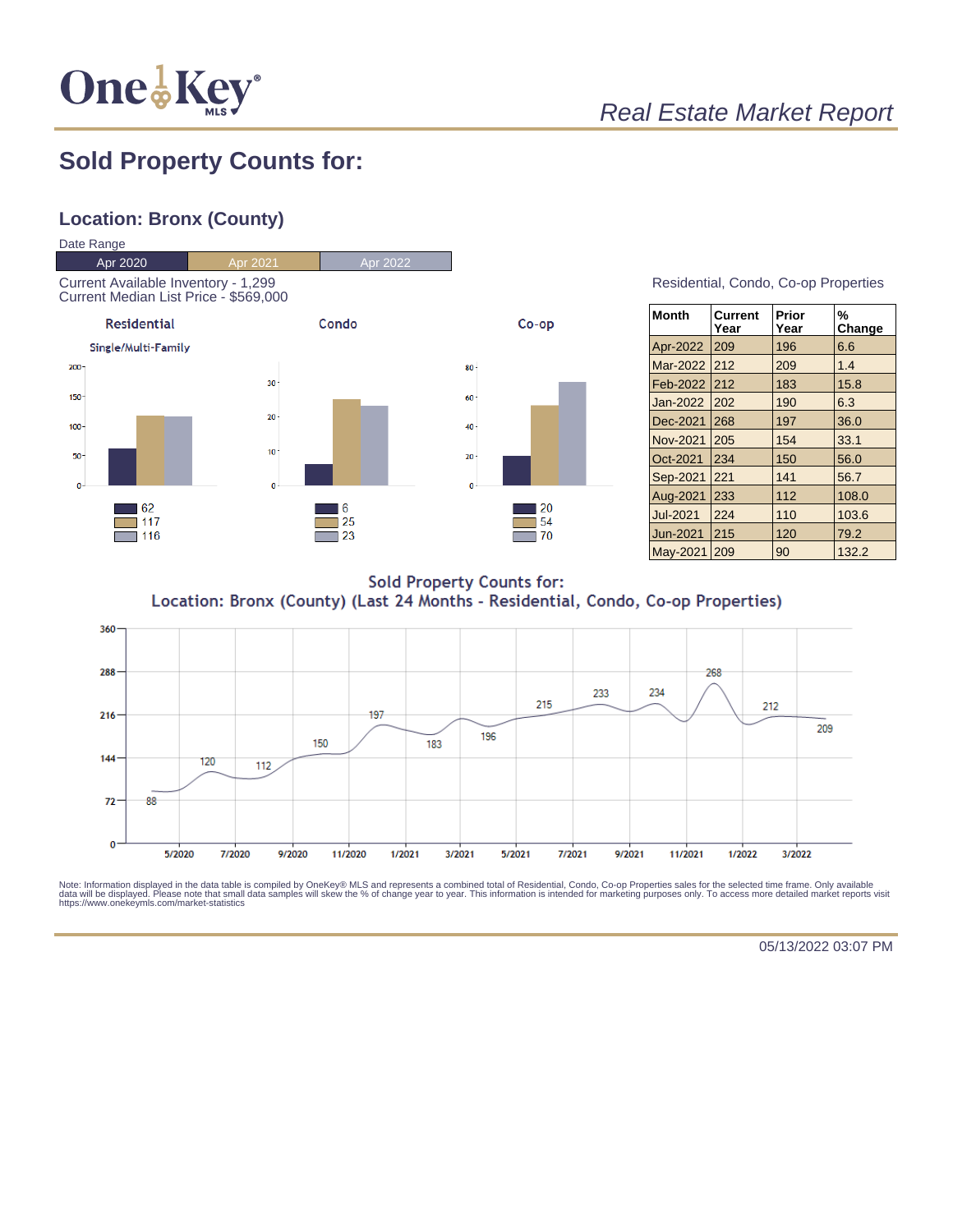OneKey MLS

*Real Estate Market Report*

# Sold Property Counts for:

## Location: Bronx (County)

Date Range

Apr 2020 | Apr 2021 | Apr 2022

Current Available Inventory - 1,299
Current Median List Price - $569,000

Residential

Single/Multi-Family

200
150
100
50
0

62
117
116

Condo

30
20
10
0

6
25
23

Co-op

80
60
40
20
0

20
54
70

Residential, Condo, Co-op Properties

| Month | Current Year | Prior Year | % Change |
|---|---|---|---|
| Apr-2022 | 209 | 196 | 6.6 |
| Mar-2022 | 212 | 209 | 1.4 |
| Feb-2022 | 212 | 183 | 15.8 |
| Jan-2022 | 202 | 190 | 6.3 |
| Dec-2021 | 268 | 197 | 36.0 |
| Nov-2021 | 205 | 154 | 33.1 |
| Oct-2021 | 234 | 150 | 56.0 |
| Sep-2021 | 221 | 141 | 56.7 |
| Aug-2021 | 233 | 112 | 108.0 |
| Jul-2021 | 224 | 110 | 103.6 |
| Jun-2021 | 215 | 120 | 79.2 |
| May-2021 | 209 | 90 | 132.2 |

Sold Property Counts for:
Location: Bronx (County) (Last 24 Months - Residential, Condo, Co-op Properties)

360
288
216
144
72
0

88
120
112
150
197
183
196
215
233
234
268
212
209

5/2020 7/2020 9/2020 11/2020 1/2021 3/2021 5/2021 7/2021 9/2021 11/2021 1/2022 3/2022

Note: Information displayed in the data table is compiled by OneKey® MLS and represents a combined total of Residential, Condo, Co-op Properties sales for the selected time frame. Only available data will be displayed. Please note that small data samples will skew the % of change year to year. This information is intended for marketing purposes only. To access more detailed market reports visit https://www.onekeymls.com/market-statistics

05/13/2022 03:07 PM